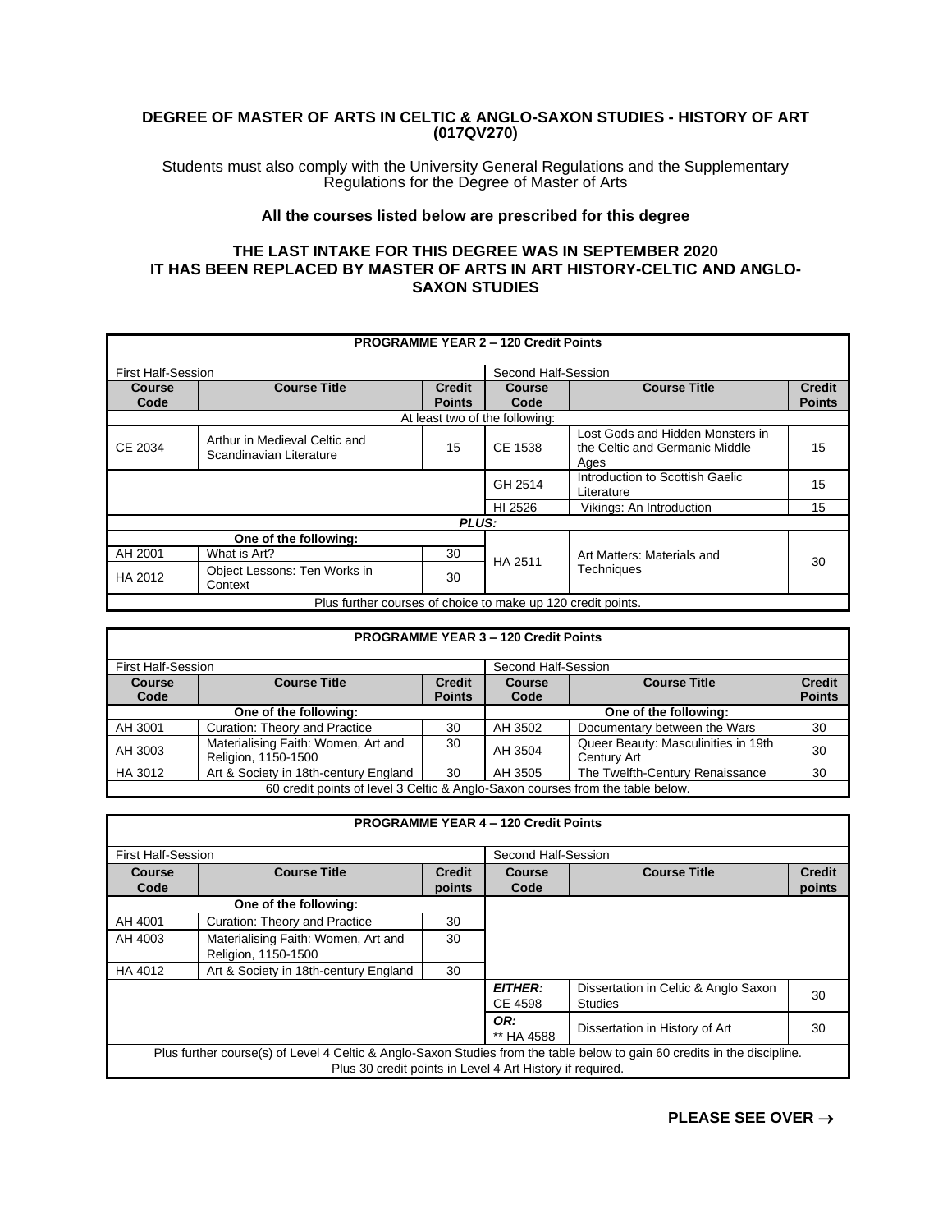# DEGREE OF MASTER OF ARTS IN CELTIC & ANGLO-SAXON STUDIES - HISTORY OF ART (017QV270)

Students must also comply with the University General Regulations and the Supplementary Regulations for the Degree of Master of Arts

**All the courses listed below are prescribed for this degree**

**THE LAST INTAKE FOR THIS DEGREE WAS IN SEPTEMBER 2020**
**IT HAS BEEN REPLACED BY MASTER OF ARTS IN ART HISTORY-CELTIC AND ANGLO-SAXON STUDIES**

| **PROGRAMME YEAR 2 – 120 Credit Points** | | | | | |
|---|---|---|---|---|---|
| First Half-Session | | | Second Half-Session | | |
| **Course Code** | **Course Title** | **Credit Points** | **Course Code** | **Course Title** | **Credit Points** |
| At least two of the following: | | | | | |
| CE 2034 | Arthur in Medieval Celtic and Scandinavian Literature | 15 | CE 1538 | Lost Gods and Hidden Monsters in the Celtic and Germanic Middle Ages | 15 |
| | | | GH 2514 | Introduction to Scottish Gaelic Literature | 15 |
| | | | HI 2526 | Vikings: An Introduction | 15 |
| ***PLUS:*** | | | | | |
| One of the following: | | | HA 2511 | Art Matters: Materials and Techniques | 30 |
| AH 2001 | What is Art? | 30 | | | |
| HA 2012 | Object Lessons: Ten Works in Context | 30 | | | |
| Plus further courses of choice to make up 120 credit points. | | | | | |

| **PROGRAMME YEAR 3 – 120 Credit Points** | | | | | |
|---|---|---|---|---|---|
| First Half-Session | | | Second Half-Session | | |
| **Course Code** | **Course Title** | **Credit Points** | **Course Code** | **Course Title** | **Credit Points** |
| One of the following: | | | One of the following: | | |
| AH 3001 | Curation: Theory and Practice | 30 | AH 3502 | Documentary between the Wars | 30 |
| AH 3003 | Materialising Faith: Women, Art and Religion, 1150-1500 | 30 | AH 3504 | Queer Beauty: Masculinities in 19th Century Art | 30 |
| HA 3012 | Art & Society in 18th-century England | 30 | AH 3505 | The Twelfth-Century Renaissance | 30 |
| 60 credit points of level 3 Celtic & Anglo-Saxon courses from the table below. | | | | | |

| **PROGRAMME YEAR 4 – 120 Credit Points** | | | | | |
|---|---|---|---|---|---|
| First Half-Session | | | Second Half-Session | | |
| **Course Code** | **Course Title** | **Credit points** | **Course Code** | **Course Title** | **Credit points** |
| One of the following: | | | | | |
| AH 4001 | Curation: Theory and Practice | 30 | | | |
| AH 4003 | Materialising Faith: Women, Art and Religion, 1150-1500 | 30 | | | |
| HA 4012 | Art & Society in 18th-century England | 30 | | | |
| | | | ***EITHER:*** CE 4598 | Dissertation in Celtic & Anglo Saxon Studies | 30 |
| | | | ***OR:*** ** HA 4588 | Dissertation in History of Art | 30 |
| Plus further course(s) of Level 4 Celtic & Anglo-Saxon Studies from the table below to gain 60 credits in the discipline. Plus 30 credit points in Level 4 Art History if required. | | | | | |

**PLEASE SEE OVER →**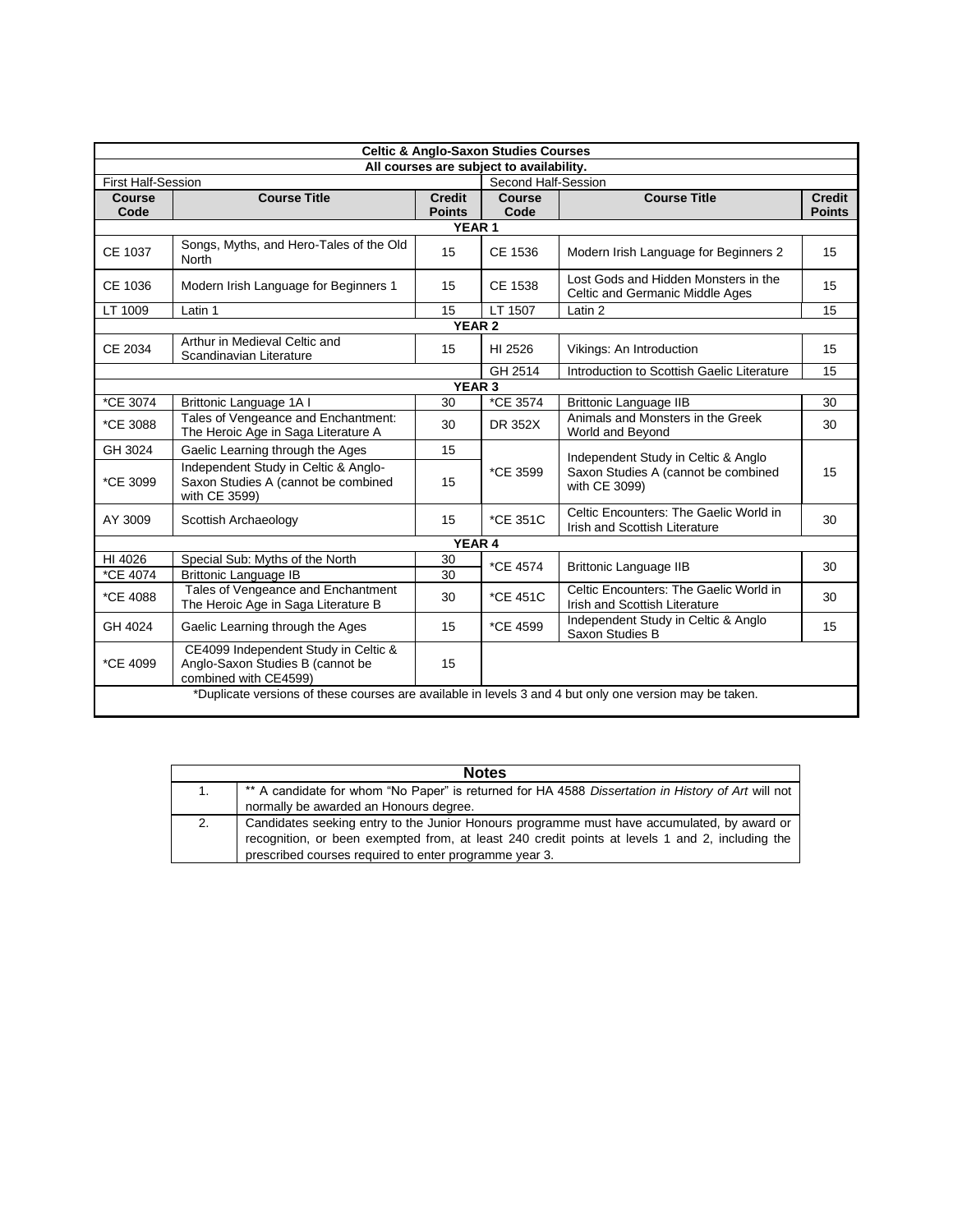| Celtic & Anglo-Saxon Studies Courses | | | | | |
|---|---|---|---|---|---|
| All courses are subject to availability. | | | | | |
| First Half-Session | | | Second Half-Session | | |
| **Course Code** | **Course Title** | **Credit Points** | **Course Code** | **Course Title** | **Credit Points** |
| **YEAR 1** | | | | | |
| CE 1037 | Songs, Myths, and Hero-Tales of the Old North | 15 | CE 1536 | Modern Irish Language for Beginners 2 | 15 |
| CE 1036 | Modern Irish Language for Beginners 1 | 15 | CE 1538 | Lost Gods and Hidden Monsters in the Celtic and Germanic Middle Ages | 15 |
| LT 1009 | Latin 1 | 15 | LT 1507 | Latin 2 | 15 |
| **YEAR 2** | | | | | |
| CE 2034 | Arthur in Medieval Celtic and Scandinavian Literature | 15 | HI 2526 | Vikings: An Introduction | 15 |
| | | | GH 2514 | Introduction to Scottish Gaelic Literature | 15 |
| **YEAR 3** | | | | | |
| *CE 3074 | Brittonic Language 1A I | 30 | *CE 3574 | Brittonic Language IIB | 30 |
| *CE 3088 | Tales of Vengeance and Enchantment: The Heroic Age in Saga Literature A | 30 | DR 352X | Animals and Monsters in the Greek World and Beyond | 30 |
| GH 3024 | Gaelic Learning through the Ages | 15 | *CE 3599 | Independent Study in Celtic & Anglo Saxon Studies A (cannot be combined with CE 3099) | 15 |
| *CE 3099 | Independent Study in Celtic & Anglo-Saxon Studies A (cannot be combined with CE 3599) | 15 | | | |
| AY 3009 | Scottish Archaeology | 15 | *CE 351C | Celtic Encounters: The Gaelic World in Irish and Scottish Literature | 30 |
| **YEAR 4** | | | | | |
| HI 4026 | Special Sub: Myths of the North | 30 | *CE 4574 | Brittonic Language IIB | 30 |
| *CE 4074 | Brittonic Language IB | 30 | | | |
| *CE 4088 | Tales of Vengeance and Enchantment The Heroic Age in Saga Literature B | 30 | *CE 451C | Celtic Encounters: The Gaelic World in Irish and Scottish Literature | 30 |
| GH 4024 | Gaelic Learning through the Ages | 15 | *CE 4599 | Independent Study in Celtic & Anglo Saxon Studies B | 15 |
| *CE 4099 | CE4099 Independent Study in Celtic & Anglo-Saxon Studies B (cannot be combined with CE4599) | 15 | | | |
| *Duplicate versions of these courses are available in levels 3 and 4 but only one version may be taken. | | | | | |

| Notes | |
|---|---|
| 1. | ** A candidate for whom "No Paper" is returned for HA 4588 *Dissertation in History of Art* will not normally be awarded an Honours degree. |
| 2. | Candidates seeking entry to the Junior Honours programme must have accumulated, by award or recognition, or been exempted from, at least 240 credit points at levels 1 and 2, including the prescribed courses required to enter programme year 3. |